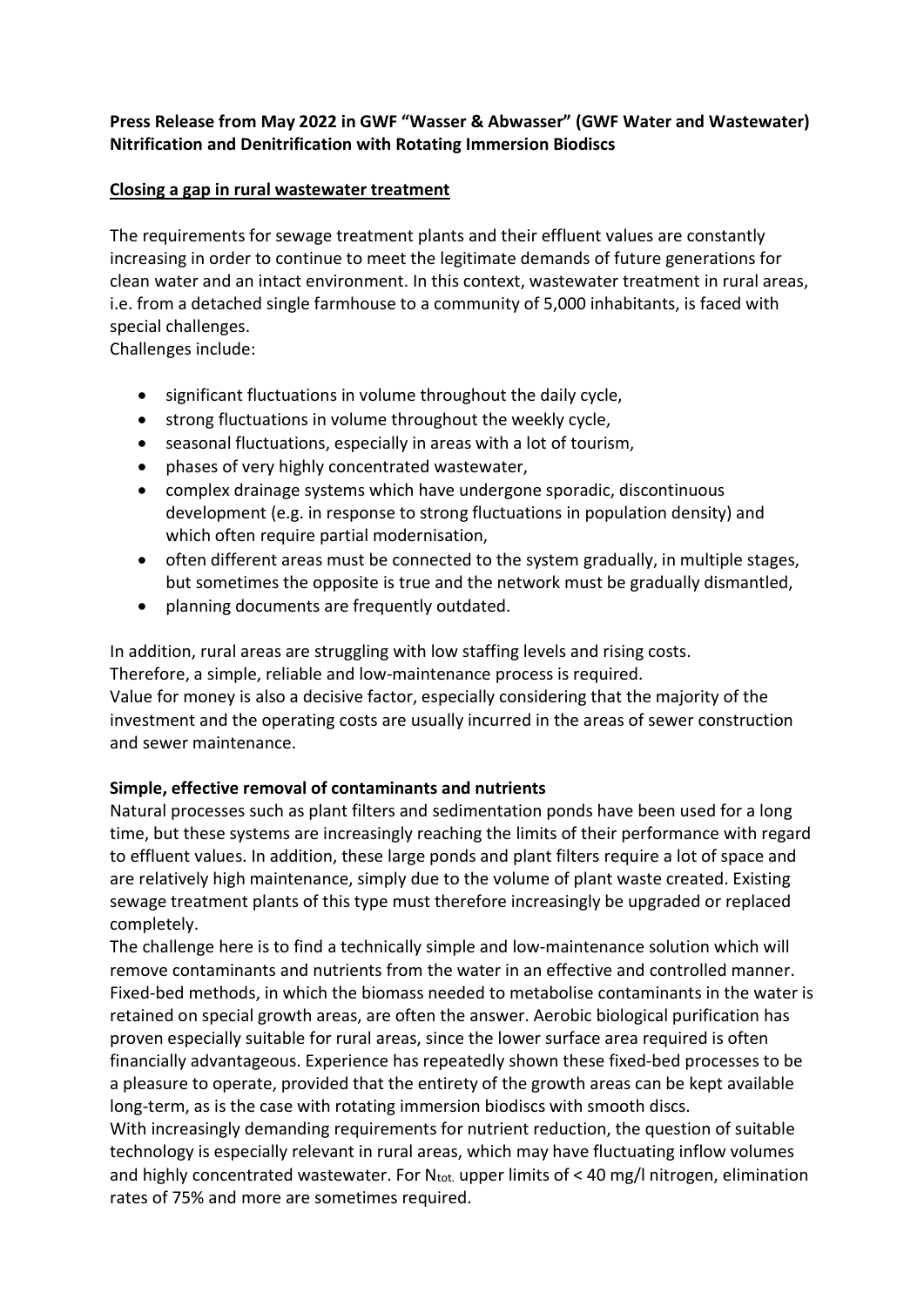**Press Release from May 2022 in GWF "Wasser & Abwasser" (GWF Water and Wastewater) Nitrification and Denitrification with Rotating Immersion Biodiscs**

## Closing a gap in rural wastewater treatment

The requirements for sewage treatment plants and their effluent values are constantly increasing in order to continue to meet the legitimate demands of future generations for clean water and an intact environment. In this context, wastewater treatment in rural areas, i.e. from a detached single farmhouse to a community of 5,000 inhabitants, is faced with special challenges.

Challenges include:

- significant fluctuations in volume throughout the daily cycle,
- strong fluctuations in volume throughout the weekly cycle,
- seasonal fluctuations, especially in areas with a lot of tourism,
- phases of very highly concentrated wastewater,
- complex drainage systems which have undergone sporadic, discontinuous development (e.g. in response to strong fluctuations in population density) and which often require partial modernisation,
- often different areas must be connected to the system gradually, in multiple stages, but sometimes the opposite is true and the network must be gradually dismantled,
- planning documents are frequently outdated.

In addition, rural areas are struggling with low staffing levels and rising costs.
Therefore, a simple, reliable and low-maintenance process is required.
Value for money is also a decisive factor, especially considering that the majority of the investment and the operating costs are usually incurred in the areas of sewer construction and sewer maintenance.

### Simple, effective removal of contaminants and nutrients

Natural processes such as plant filters and sedimentation ponds have been used for a long time, but these systems are increasingly reaching the limits of their performance with regard to effluent values. In addition, these large ponds and plant filters require a lot of space and are relatively high maintenance, simply due to the volume of plant waste created. Existing sewage treatment plants of this type must therefore increasingly be upgraded or replaced completely.

The challenge here is to find a technically simple and low-maintenance solution which will remove contaminants and nutrients from the water in an effective and controlled manner. Fixed-bed methods, in which the biomass needed to metabolise contaminants in the water is retained on special growth areas, are often the answer. Aerobic biological purification has proven especially suitable for rural areas, since the lower surface area required is often financially advantageous. Experience has repeatedly shown these fixed-bed processes to be a pleasure to operate, provided that the entirety of the growth areas can be kept available long-term, as is the case with rotating immersion biodiscs with smooth discs.

With increasingly demanding requirements for nutrient reduction, the question of suitable technology is especially relevant in rural areas, which may have fluctuating inflow volumes and highly concentrated wastewater. For $N_{tot.}$ upper limits of < 40 mg/l nitrogen, elimination rates of 75% and more are sometimes required.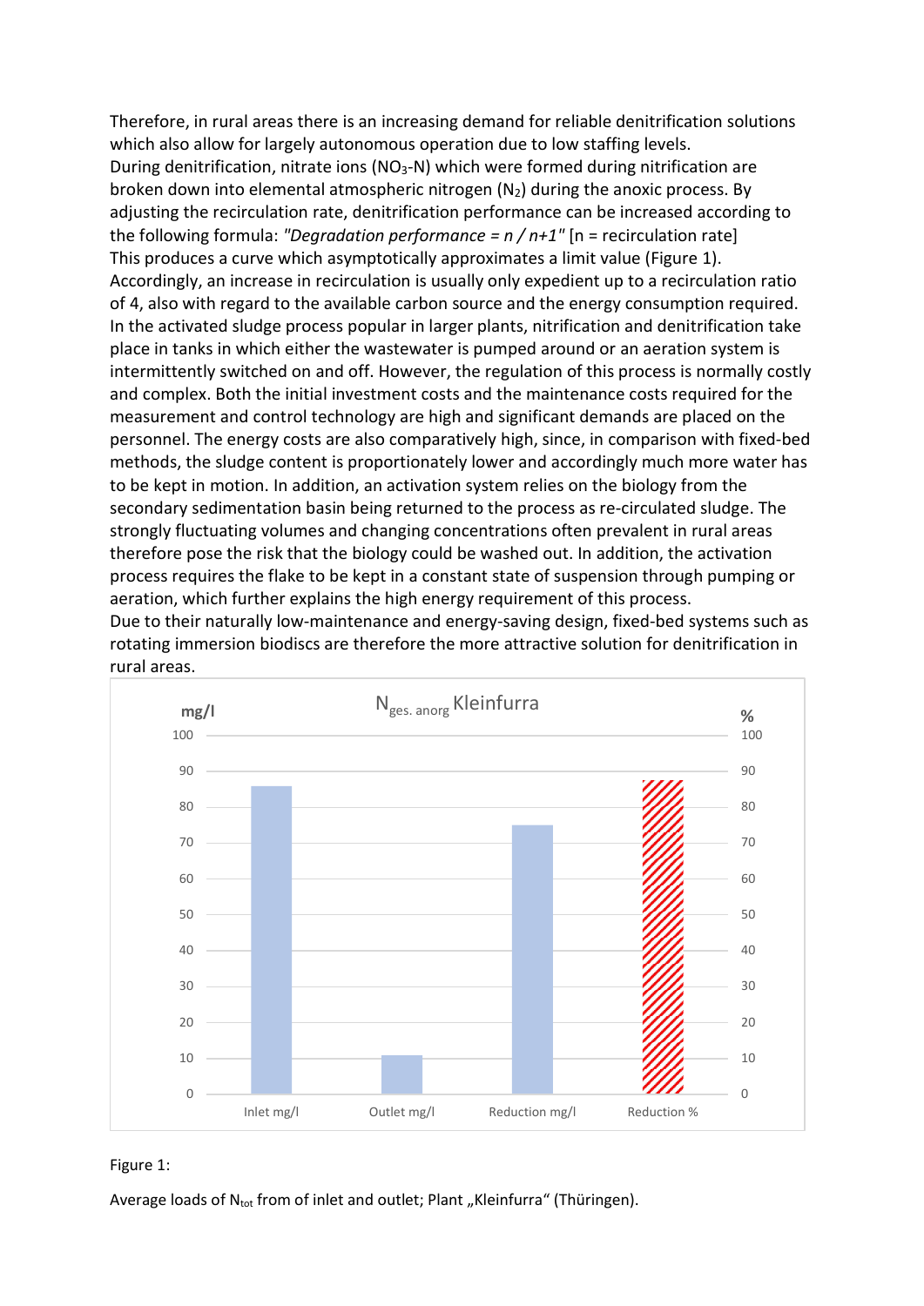Therefore, in rural areas there is an increasing demand for reliable denitrification solutions which also allow for largely autonomous operation due to low staffing levels.
During denitrification, nitrate ions ($NO_3$-N) which were formed during nitrification are broken down into elemental atmospheric nitrogen ($N_2$) during the anoxic process. By adjusting the recirculation rate, denitrification performance can be increased according to the following formula: *"Degradation performance = n / n+1"* [n = recirculation rate]
This produces a curve which asymptotically approximates a limit value (Figure 1).
Accordingly, an increase in recirculation is usually only expedient up to a recirculation ratio of 4, also with regard to the available carbon source and the energy consumption required.
In the activated sludge process popular in larger plants, nitrification and denitrification take place in tanks in which either the wastewater is pumped around or an aeration system is intermittently switched on and off. However, the regulation of this process is normally costly and complex. Both the initial investment costs and the maintenance costs required for the measurement and control technology are high and significant demands are placed on the personnel. The energy costs are also comparatively high, since, in comparison with fixed-bed methods, the sludge content is proportionately lower and accordingly much more water has to be kept in motion. In addition, an activation system relies on the biology from the secondary sedimentation basin being returned to the process as re-circulated sludge. The strongly fluctuating volumes and changing concentrations often prevalent in rural areas therefore pose the risk that the biology could be washed out. In addition, the activation process requires the flake to be kept in a constant state of suspension through pumping or aeration, which further explains the high energy requirement of this process.
Due to their naturally low-maintenance and energy-saving design, fixed-bed systems such as rotating immersion biodiscs are therefore the more attractive solution for denitrification in rural areas.

Figure 1:

Average loads of $N_{tot}$ from of inlet and outlet; Plant „Kleinfurra" (Thüringen).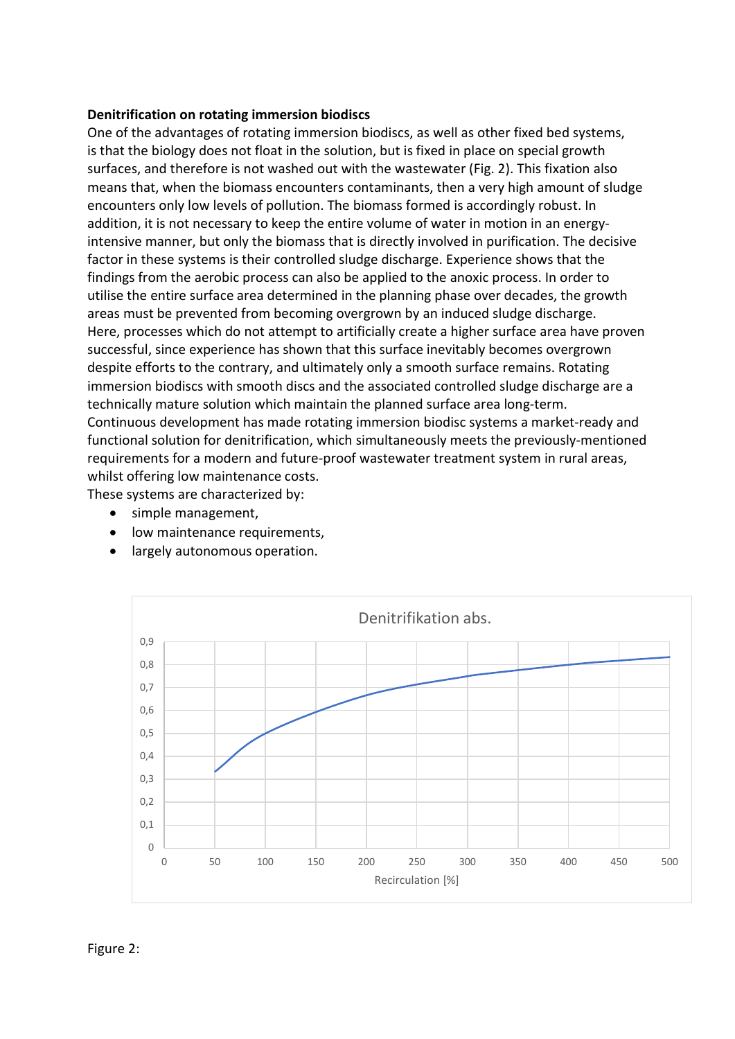**Denitrification on rotating immersion biodiscs**

One of the advantages of rotating immersion biodiscs, as well as other fixed bed systems, is that the biology does not float in the solution, but is fixed in place on special growth surfaces, and therefore is not washed out with the wastewater (Fig. 2). This fixation also means that, when the biomass encounters contaminants, then a very high amount of sludge encounters only low levels of pollution. The biomass formed is accordingly robust. In addition, it is not necessary to keep the entire volume of water in motion in an energy-intensive manner, but only the biomass that is directly involved in purification. The decisive factor in these systems is their controlled sludge discharge. Experience shows that the findings from the aerobic process can also be applied to the anoxic process. In order to utilise the entire surface area determined in the planning phase over decades, the growth areas must be prevented from becoming overgrown by an induced sludge discharge. Here, processes which do not attempt to artificially create a higher surface area have proven successful, since experience has shown that this surface inevitably becomes overgrown despite efforts to the contrary, and ultimately only a smooth surface remains. Rotating immersion biodiscs with smooth discs and the associated controlled sludge discharge are a technically mature solution which maintain the planned surface area long-term. Continuous development has made rotating immersion biodisc systems a market-ready and functional solution for denitrification, which simultaneously meets the previously-mentioned requirements for a modern and future-proof wastewater treatment system in rural areas, whilst offering low maintenance costs.

These systems are characterized by:

- simple management,
- low maintenance requirements,
- largely autonomous operation.

Denitrifikation abs.

| Recirculation [%] | 50 | 100 | 150 | 200 | 250 | 300 | 350 | 400 | 450 | 500 |
|---|---|---|---|---|---|---|---|---|---|---|
| Denitrifikation abs. | 0,33 | 0,5 | 0,59 | 0,67 | 0,71 | 0,75 | 0,78 | 0,8 | 0,82 | 0,83 |

Figure 2: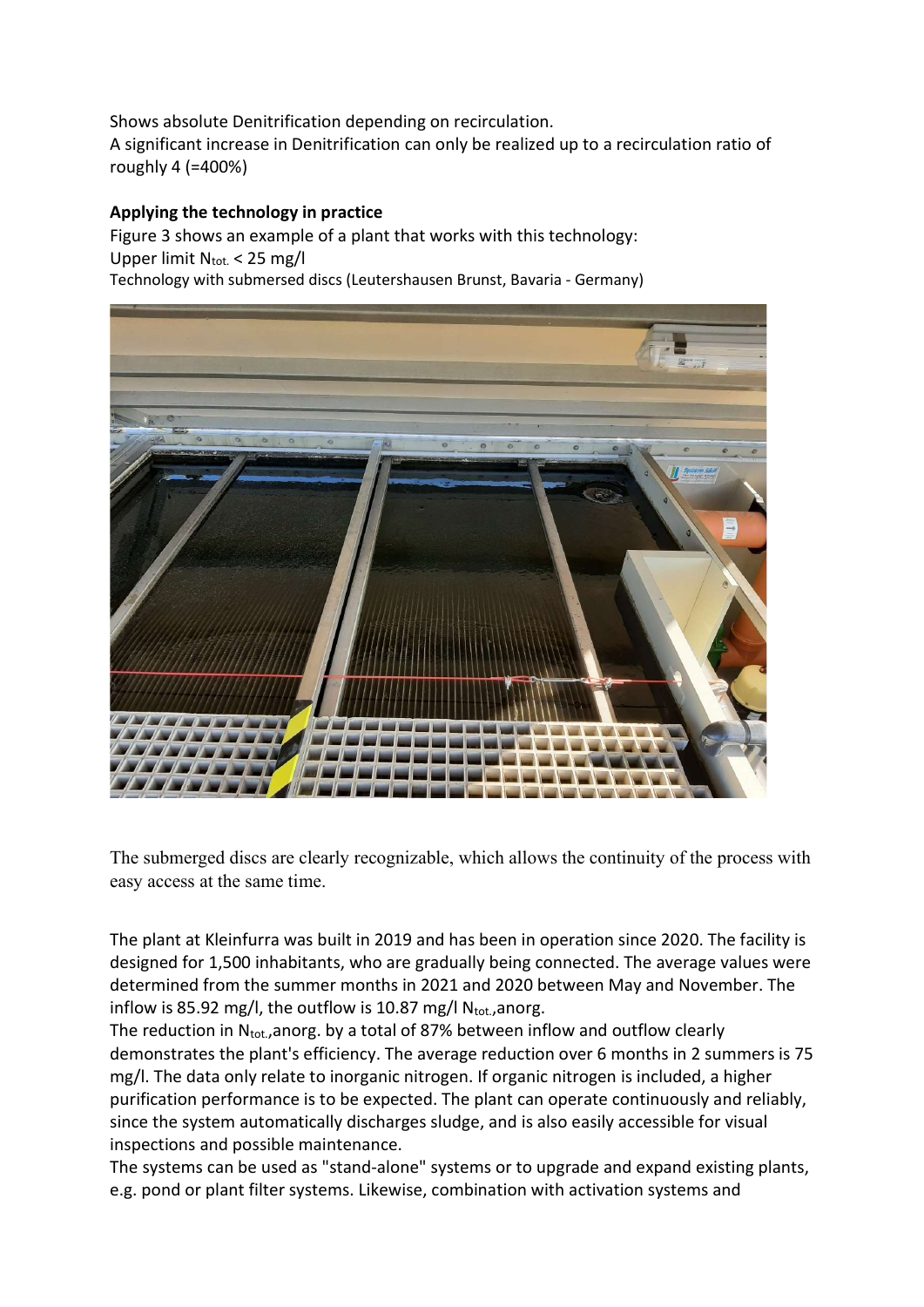Shows absolute Denitrification depending on recirculation.
A significant increase in Denitrification can only be realized up to a recirculation ratio of roughly 4 (=400%)

**Applying the technology in practice**

Figure 3 shows an example of a plant that works with this technology:
Upper limit $N_{tot.} < 25$ mg/l
Technology with submersed discs (Leutershausen Brunst, Bavaria - Germany)

The submerged discs are clearly recognizable, which allows the continuity of the process with easy access at the same time.

The plant at Kleinfurra was built in 2019 and has been in operation since 2020. The facility is designed for 1,500 inhabitants, who are gradually being connected. The average values were determined from the summer months in 2021 and 2020 between May and November. The inflow is 85.92 mg/l, the outflow is 10.87 mg/l $N_{tot.,anorg.}$

The reduction in $N_{tot.,anorg.}$ by a total of 87% between inflow and outflow clearly demonstrates the plant's efficiency. The average reduction over 6 months in 2 summers is 75 mg/l. The data only relate to inorganic nitrogen. If organic nitrogen is included, a higher purification performance is to be expected. The plant can operate continuously and reliably, since the system automatically discharges sludge, and is also easily accessible for visual inspections and possible maintenance.

The systems can be used as "stand-alone" systems or to upgrade and expand existing plants, e.g. pond or plant filter systems. Likewise, combination with activation systems and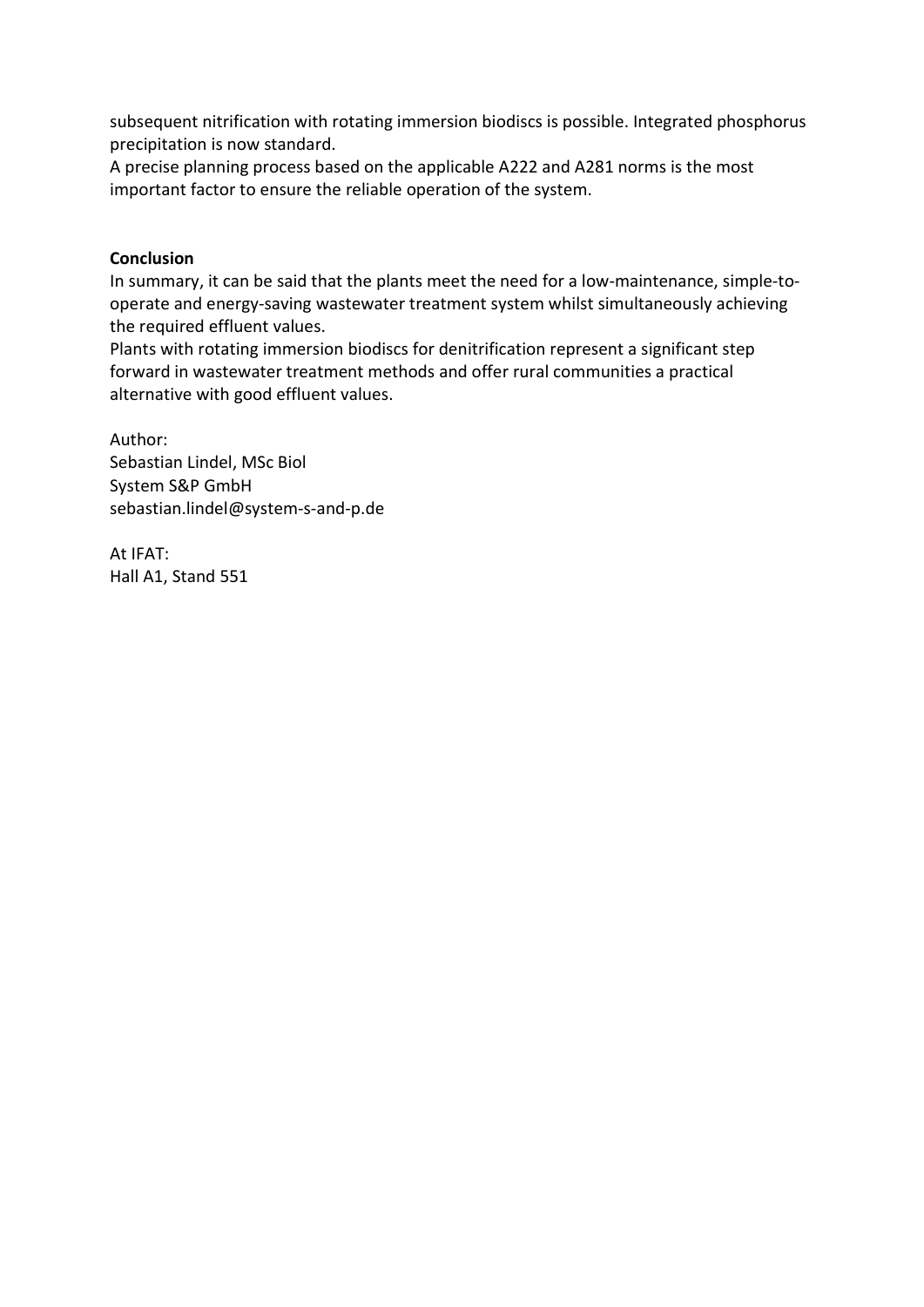subsequent nitrification with rotating immersion biodiscs is possible. Integrated phosphorus precipitation is now standard.
A precise planning process based on the applicable A222 and A281 norms is the most important factor to ensure the reliable operation of the system.

**Conclusion**

In summary, it can be said that the plants meet the need for a low-maintenance, simple-to-operate and energy-saving wastewater treatment system whilst simultaneously achieving the required effluent values.
Plants with rotating immersion biodiscs for denitrification represent a significant step forward in wastewater treatment methods and offer rural communities a practical alternative with good effluent values.

Author:
Sebastian Lindel, MSc Biol
System S&P GmbH
sebastian.lindel@system-s-and-p.de

At IFAT:
Hall A1, Stand 551